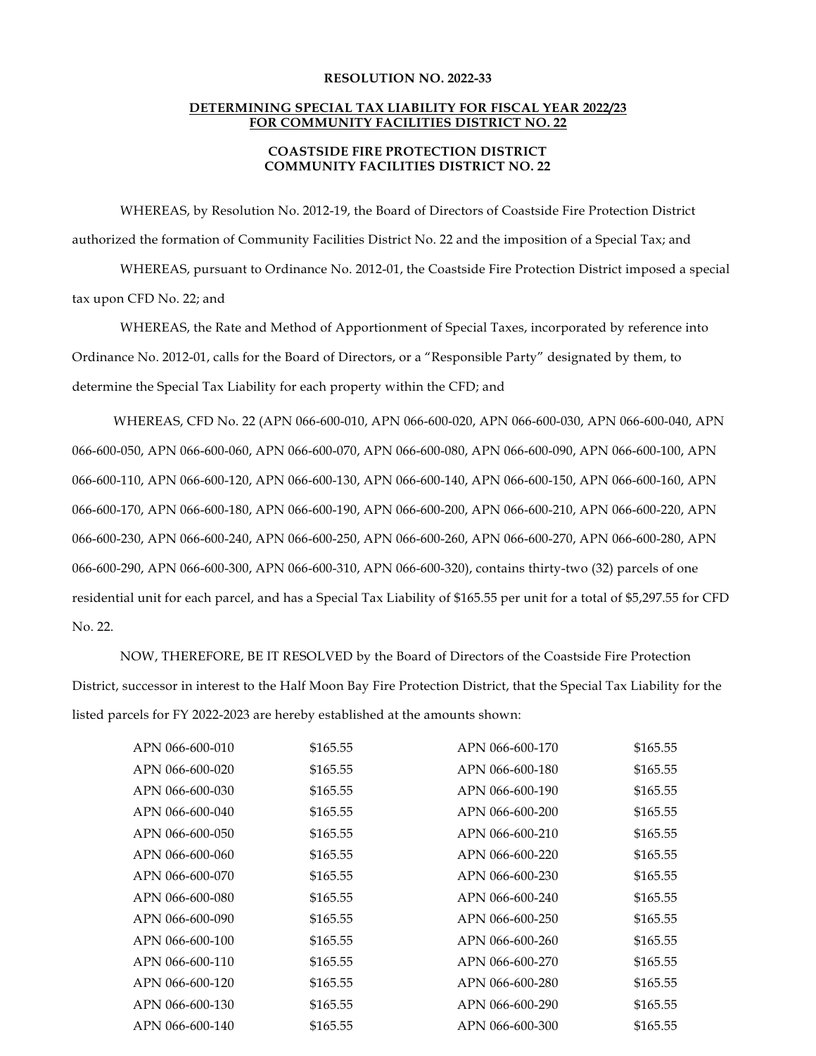**RESOLUTION NO. 2022-33**

**DETERMINING SPECIAL TAX LIABILITY FOR FISCAL YEAR 2022/23 FOR COMMUNITY FACILITIES DISTRICT NO. 22**

**COASTSIDE FIRE PROTECTION DISTRICT COMMUNITY FACILITIES DISTRICT NO. 22**

WHEREAS, by Resolution No. 2012-19, the Board of Directors of Coastside Fire Protection District authorized the formation of Community Facilities District No. 22 and the imposition of a Special Tax; and

WHEREAS, pursuant to Ordinance No. 2012-01, the Coastside Fire Protection District imposed a special tax upon CFD No. 22; and

WHEREAS, the Rate and Method of Apportionment of Special Taxes, incorporated by reference into Ordinance No. 2012-01, calls for the Board of Directors, or a "Responsible Party" designated by them, to determine the Special Tax Liability for each property within the CFD; and

WHEREAS, CFD No. 22 (APN 066-600-010, APN 066-600-020, APN 066-600-030, APN 066-600-040, APN 066-600-050, APN 066-600-060, APN 066-600-070, APN 066-600-080, APN 066-600-090, APN 066-600-100, APN 066-600-110, APN 066-600-120, APN 066-600-130, APN 066-600-140, APN 066-600-150, APN 066-600-160, APN 066-600-170, APN 066-600-180, APN 066-600-190, APN 066-600-200, APN 066-600-210, APN 066-600-220, APN 066-600-230, APN 066-600-240, APN 066-600-250, APN 066-600-260, APN 066-600-270, APN 066-600-280, APN 066-600-290, APN 066-600-300, APN 066-600-310, APN 066-600-320), contains thirty-two (32) parcels of one residential unit for each parcel, and has a Special Tax Liability of $165.55 per unit for a total of $5,297.55 for CFD No. 22.

NOW, THEREFORE, BE IT RESOLVED by the Board of Directors of the Coastside Fire Protection District, successor in interest to the Half Moon Bay Fire Protection District, that the Special Tax Liability for the listed parcels for FY 2022-2023 are hereby established at the amounts shown:

| | | | |
|---|---|---|---|
| APN 066-600-010 | $165.55 | APN 066-600-170 | $165.55 |
| APN 066-600-020 | $165.55 | APN 066-600-180 | $165.55 |
| APN 066-600-030 | $165.55 | APN 066-600-190 | $165.55 |
| APN 066-600-040 | $165.55 | APN 066-600-200 | $165.55 |
| APN 066-600-050 | $165.55 | APN 066-600-210 | $165.55 |
| APN 066-600-060 | $165.55 | APN 066-600-220 | $165.55 |
| APN 066-600-070 | $165.55 | APN 066-600-230 | $165.55 |
| APN 066-600-080 | $165.55 | APN 066-600-240 | $165.55 |
| APN 066-600-090 | $165.55 | APN 066-600-250 | $165.55 |
| APN 066-600-100 | $165.55 | APN 066-600-260 | $165.55 |
| APN 066-600-110 | $165.55 | APN 066-600-270 | $165.55 |
| APN 066-600-120 | $165.55 | APN 066-600-280 | $165.55 |
| APN 066-600-130 | $165.55 | APN 066-600-290 | $165.55 |
| APN 066-600-140 | $165.55 | APN 066-600-300 | $165.55 |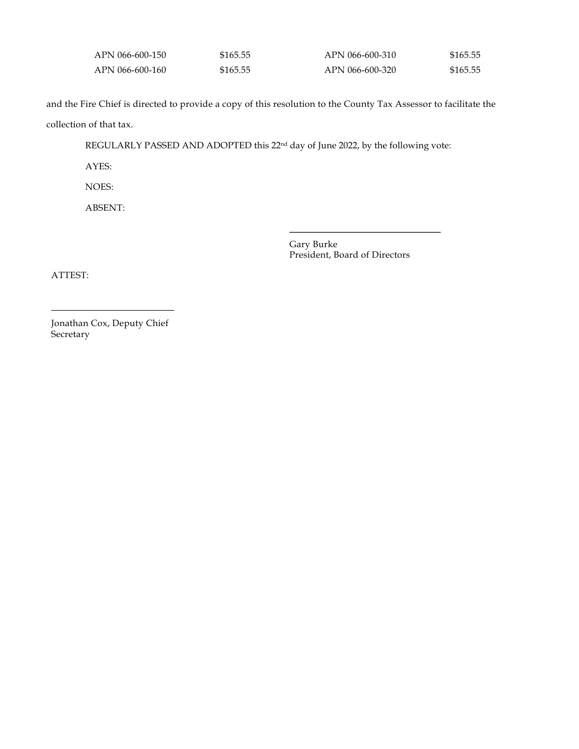| | | | |
|---|---|---|---|
| APN 066-600-150 | $165.55 | APN 066-600-310 | $165.55 |
| APN 066-600-160 | $165.55 | APN 066-600-320 | $165.55 |

and the Fire Chief is directed to provide a copy of this resolution to the County Tax Assessor to facilitate the collection of that tax.

REGULARLY PASSED AND ADOPTED this 22nd day of June 2022, by the following vote:

AYES:

NOES:

ABSENT:

\_\_\_\_\_\_\_\_\_\_\_\_\_\_\_\_\_\_\_\_\_\_\_\_\_\_\_\_\_\_\_\_

Gary Burke
President, Board of Directors

ATTEST:

\_\_\_\_\_\_\_\_\_\_\_\_\_\_\_\_\_\_\_\_\_\_\_\_\_\_\_

Jonathan Cox, Deputy Chief
Secretary